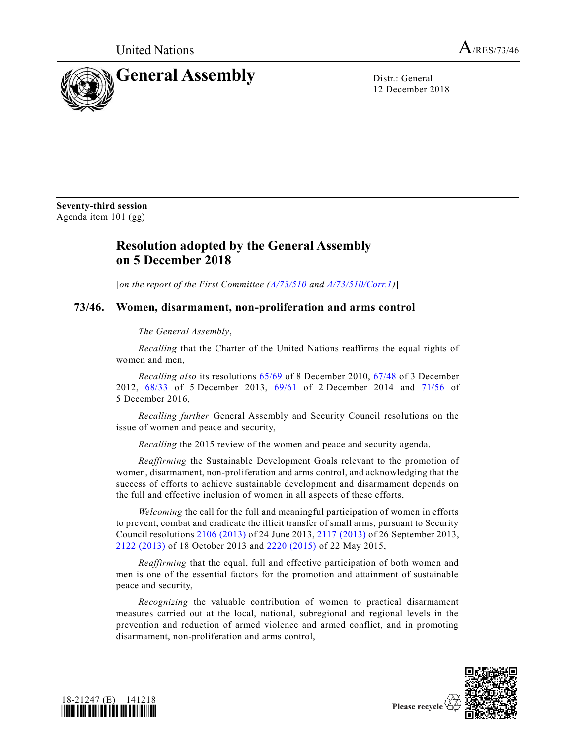United Nations A/RES/73/46

# General Assembly

Distr.: General
12 December 2018

**Seventy-third session**
Agenda item 101 (gg)

## Resolution adopted by the General Assembly on 5 December 2018

[*on the report of the First Committee (A/73/510 and A/73/510/Corr.1)*]

### 73/46. Women, disarmament, non-proliferation and arms control

*The General Assembly*,

*Recalling* that the Charter of the United Nations reaffirms the equal rights of women and men,

*Recalling also* its resolutions 65/69 of 8 December 2010, 67/48 of 3 December 2012, 68/33 of 5 December 2013, 69/61 of 2 December 2014 and 71/56 of 5 December 2016,

*Recalling further* General Assembly and Security Council resolutions on the issue of women and peace and security,

*Recalling* the 2015 review of the women and peace and security agenda,

*Reaffirming* the Sustainable Development Goals relevant to the promotion of women, disarmament, non-proliferation and arms control, and acknowledging that the success of efforts to achieve sustainable development and disarmament depends on the full and effective inclusion of women in all aspects of these efforts,

*Welcoming* the call for the full and meaningful participation of women in efforts to prevent, combat and eradicate the illicit transfer of small arms, pursuant to Security Council resolutions 2106 (2013) of 24 June 2013, 2117 (2013) of 26 September 2013, 2122 (2013) of 18 October 2013 and 2220 (2015) of 22 May 2015,

*Reaffirming* that the equal, full and effective participation of both women and men is one of the essential factors for the promotion and attainment of sustainable peace and security,

*Recognizing* the valuable contribution of women to practical disarmament measures carried out at the local, national, subregional and regional levels in the prevention and reduction of armed violence and armed conflict, and in promoting disarmament, non-proliferation and arms control,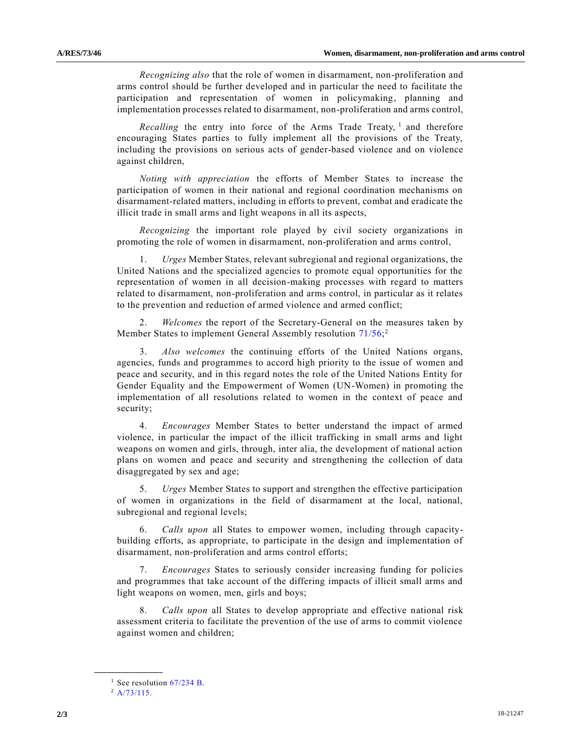*Recognizing also* that the role of women in disarmament, non-proliferation and arms control should be further developed and in particular the need to facilitate the participation and representation of women in policymaking, planning and implementation processes related to disarmament, non-proliferation and arms control,

*Recalling* the entry into force of the Arms Trade Treaty,[1] and therefore encouraging States parties to fully implement all the provisions of the Treaty, including the provisions on serious acts of gender-based violence and on violence against children,

*Noting with appreciation* the efforts of Member States to increase the participation of women in their national and regional coordination mechanisms on disarmament-related matters, including in efforts to prevent, combat and eradicate the illicit trade in small arms and light weapons in all its aspects,

*Recognizing* the important role played by civil society organizations in promoting the role of women in disarmament, non-proliferation and arms control,

1. *Urges* Member States, relevant subregional and regional organizations, the United Nations and the specialized agencies to promote equal opportunities for the representation of women in all decision-making processes with regard to matters related to disarmament, non-proliferation and arms control, in particular as it relates to the prevention and reduction of armed violence and armed conflict;

2. *Welcomes* the report of the Secretary-General on the measures taken by Member States to implement General Assembly resolution 71/56;[2]

3. *Also welcomes* the continuing efforts of the United Nations organs, agencies, funds and programmes to accord high priority to the issue of women and peace and security, and in this regard notes the role of the United Nations Entity for Gender Equality and the Empowerment of Women (UN-Women) in promoting the implementation of all resolutions related to women in the context of peace and security;

4. *Encourages* Member States to better understand the impact of armed violence, in particular the impact of the illicit trafficking in small arms and light weapons on women and girls, through, inter alia, the development of national action plans on women and peace and security and strengthening the collection of data disaggregated by sex and age;

5. *Urges* Member States to support and strengthen the effective participation of women in organizations in the field of disarmament at the local, national, subregional and regional levels;

6. *Calls upon* all States to empower women, including through capacity-building efforts, as appropriate, to participate in the design and implementation of disarmament, non-proliferation and arms control efforts;

7. *Encourages* States to seriously consider increasing funding for policies and programmes that take account of the differing impacts of illicit small arms and light weapons on women, men, girls and boys;

8. *Calls upon* all States to develop appropriate and effective national risk assessment criteria to facilitate the prevention of the use of arms to commit violence against women and children;

---

[1] See resolution 67/234 B.

[2] A/73/115.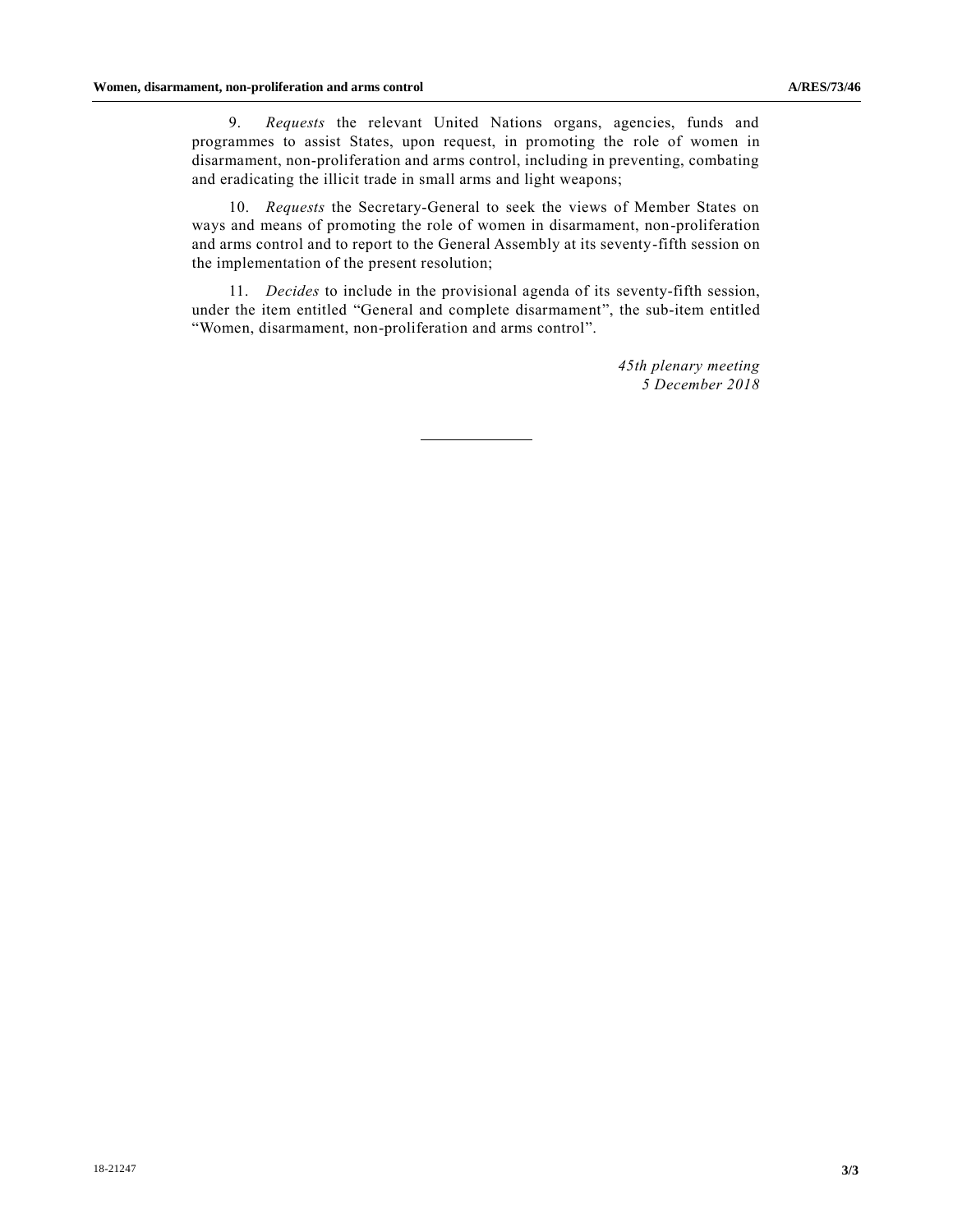9. *Requests* the relevant United Nations organs, agencies, funds and programmes to assist States, upon request, in promoting the role of women in disarmament, non-proliferation and arms control, including in preventing, combating and eradicating the illicit trade in small arms and light weapons;

10. *Requests* the Secretary-General to seek the views of Member States on ways and means of promoting the role of women in disarmament, non-proliferation and arms control and to report to the General Assembly at its seventy-fifth session on the implementation of the present resolution;

11. *Decides* to include in the provisional agenda of its seventy-fifth session, under the item entitled "General and complete disarmament", the sub-item entitled "Women, disarmament, non-proliferation and arms control".

*45th plenary meeting*
*5 December 2018*